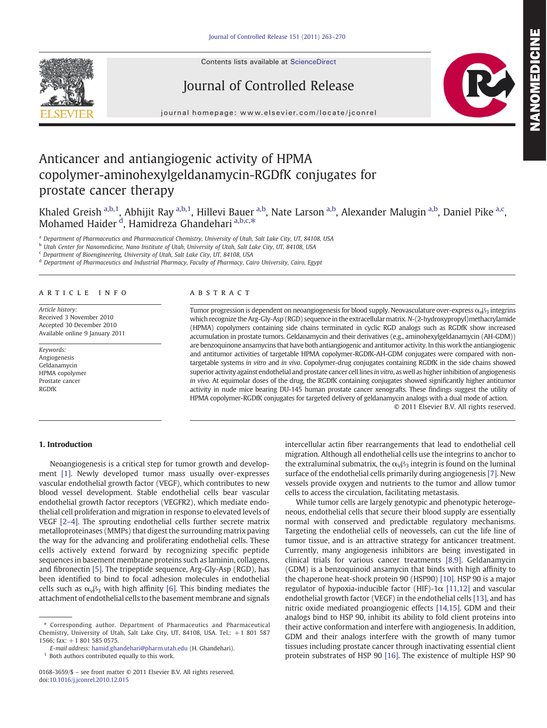# Anticancer and antiangiogenic activity of HPMA copolymer-aminohexylgeldanamycin-RGDfK conjugates for prostate cancer therapy

Khaled Greish [a,b,1], Abhijit Ray [a,b,1], Hillevi Bauer [a,b], Nate Larson [a,b], Alexander Malugin [a,b], Daniel Pike [a,c], Mohamed Haider [d], Hamidreza Ghandehari [a,b,c,*]

[a] Department of Pharmaceutics and Pharmaceutical Chemistry, University of Utah, Salt Lake City, UT, 84108, USA
[b] Utah Center for Nanomedicine, Nano Institute of Utah, University of Utah, Salt Lake City, UT, 84108, USA
[c] Department of Bioengineering, University of Utah, Salt Lake City, UT, 84108, USA
[d] Department of Pharmaceutics and Industrial Pharmacy, Faculty of Pharmacy, Cairo University, Cairo, Egypt

## ARTICLE INFO

*Article history:*
Received 3 November 2010
Accepted 30 December 2010
Available online 9 January 2011

*Keywords:*
Angiogenesis
Geldanamycin
HPMA copolymer
Prostate cancer
RGDfK

## ABSTRACT

Tumor progression is dependent on neoangiogenesis for blood supply. Neovasculature over-express $\alpha_v\beta_3$ integrins which recognize the Arg-Gly-Asp (RGD) sequence in the extracellular matrix. *N*-(2-hydroxypropyl)methacrylamide (HPMA) copolymers containing side chains terminated in cyclic RGD analogs such as RGDfK show increased accumulation in prostate tumors. Geldanamycin and their derivatives (e.g., aminohexylgeldanamycin (AH-GDM)) are benzoquinone ansamycins that have both antiangiogenic and antitumor activity. In this work the antiangiogenic and antitumor activities of targetable HPMA copolymer-RGDfK-AH-GDM conjugates were compared with non-targetable systems *in vitro* and *in vivo*. Copolymer-drug conjugates containing RGDfK in the side chains showed superior activity against endothelial and prostate cancer cell lines *in vitro*, as well as higher inhibition of angiogenesis *in vivo*. At equimolar doses of the drug, the RGDfK containing conjugates showed significantly higher antitumor activity in nude mice bearing DU-145 human prostate cancer xenografts. These findings suggest the utility of HPMA copolymer-RGDfK conjugates for targeted delivery of geldanamycin analogs with a dual mode of action.

© 2011 Elsevier B.V. All rights reserved.

## 1. Introduction

Neoangiogenesis is a critical step for tumor growth and development [1]. Newly developed tumor mass usually over-expresses vascular endothelial growth factor (VEGF), which contributes to new blood vessel development. Stable endothelial cells bear vascular endothelial growth factor receptors (VEGFR2), which mediate endothelial cell proliferation and migration in response to elevated levels of VEGF [2–4]. The sprouting endothelial cells further secrete matrix metalloproteinases (MMPs) that digest the surrounding matrix paving the way for the advancing and proliferating endothelial cells. These cells actively extend forward by recognizing specific peptide sequences in basement membrane proteins such as laminin, collagens, and fibronectin [5]. The tripeptide sequence, Arg-Gly-Asp (RGD), has been identified to bind to focal adhesion molecules in endothelial cells such as $\alpha_v\beta_3$ with high affinity [6]. This binding mediates the attachment of endothelial cells to the basement membrane and signals intercellular actin fiber rearrangements that lead to endothelial cell migration. Although all endothelial cells use the integrins to anchor to the extraluminal submatrix, the $\alpha_v\beta_3$ integrin is found on the luminal surface of the endothelial cells primarily during angiogenesis [7]. New vessels provide oxygen and nutrients to the tumor and allow tumor cells to access the circulation, facilitating metastasis.

While tumor cells are largely genotypic and phenotypic heterogeneous, endothelial cells that secure their blood supply are essentially normal with conserved and predictable regulatory mechanisms. Targeting the endothelial cells of neovessels, can cut the life line of tumor tissue, and is an attractive strategy for anticancer treatment. Currently, many angiogenesis inhibitors are being investigated in clinical trials for various cancer treatments [8,9]. Geldanamycin (GDM) is a benzoquinoid ansamycin that binds with high affinity to the chaperone heat-shock protein 90 (HSP90) [10]. HSP 90 is a major regulator of hypoxia-inducible factor (HIF)-1α [11,12] and vascular endothelial growth factor (VEGF) in the endothelial cells [13], and has nitric oxide mediated proangiogenic effects [14,15]. GDM and their analogs bind to HSP 90, inhibit its ability to fold client proteins into their active conformation and interfere with angiogenesis. In addition, GDM and their analogs interfere with the growth of many tumor tissues including prostate cancer through inactivating essential client protein substrates of HSP 90 [16]. The existence of multiple HSP 90

---

\* Corresponding author. Department of Pharmaceutics and Pharmaceutical Chemistry, University of Utah, Salt Lake City, UT, 84108, USA. Tel.: +1 801 587 1566; fax: +1 801 585 0575.
*E-mail address:* hamid.ghandehari@pharm.utah.edu (H. Ghandehari).
[1] Both authors contributed equally to this work.

0168-3659/$ – see front matter © 2011 Elsevier B.V. All rights reserved.
doi:10.1016/j.jconrel.2010.12.015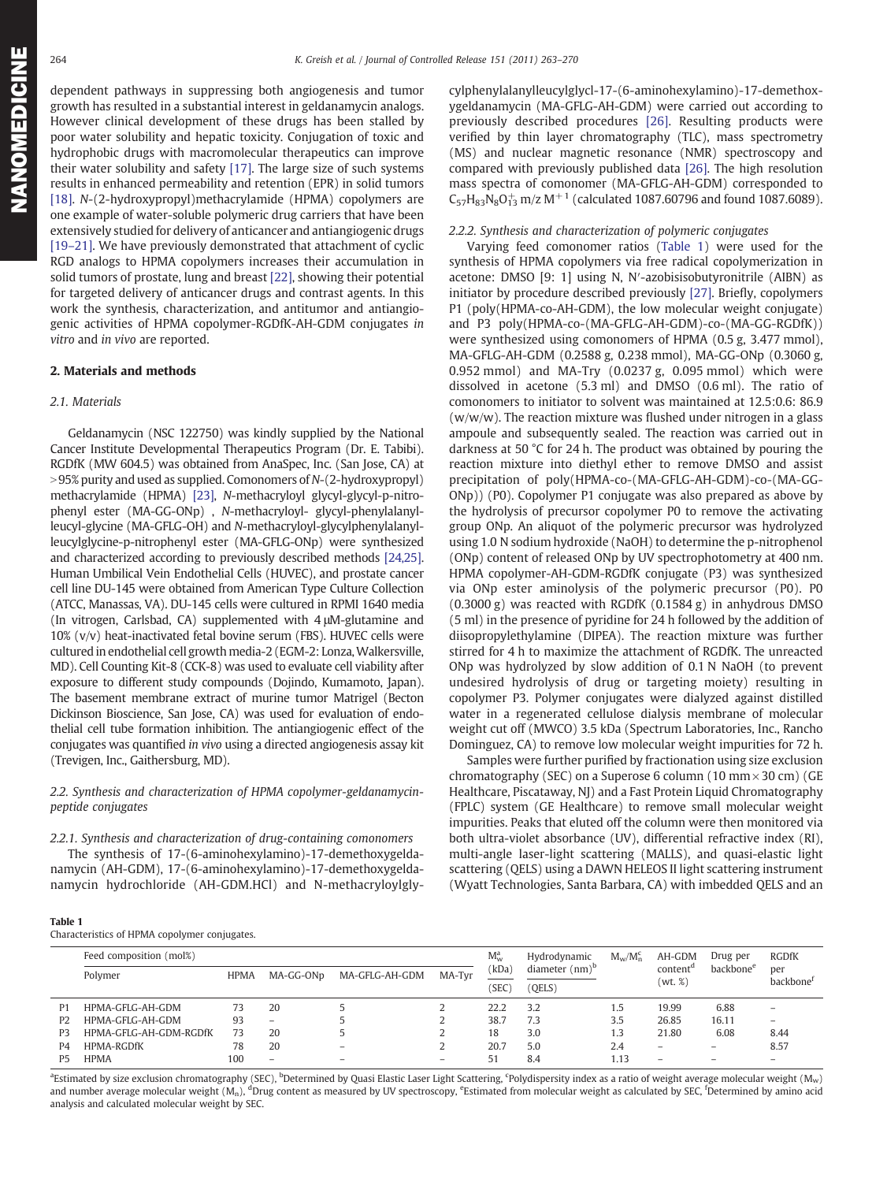dependent pathways in suppressing both angiogenesis and tumor growth has resulted in a substantial interest in geldanamycin analogs. However clinical development of these drugs has been stalled by poor water solubility and hepatic toxicity. Conjugation of toxic and hydrophobic drugs with macromolecular therapeutics can improve their water solubility and safety [17]. The large size of such systems results in enhanced permeability and retention (EPR) in solid tumors [18]. N-(2-hydroxypropyl)methacrylamide (HPMA) copolymers are one example of water-soluble polymeric drug carriers that have been extensively studied for delivery of anticancer and antiangiogenic drugs [19–21]. We have previously demonstrated that attachment of cyclic RGD analogs to HPMA copolymers increases their accumulation in solid tumors of prostate, lung and breast [22], showing their potential for targeted delivery of anticancer drugs and contrast agents. In this work the synthesis, characterization, and antitumor and antiangiogenic activities of HPMA copolymer-RGDfK-AH-GDM conjugates *in vitro* and *in vivo* are reported.

## 2. Materials and methods

### 2.1. Materials

Geldanamycin (NSC 122750) was kindly supplied by the National Cancer Institute Developmental Therapeutics Program (Dr. E. Tabibi). RGDfK (MW 604.5) was obtained from AnaSpec, Inc. (San Jose, CA) at >95% purity and used as supplied. Comonomers of N-(2-hydroxypropyl) methacrylamide (HPMA) [23], N-methacryloyl glycyl-glycyl-p-nitrophenyl ester (MA-GG-ONp) , N-methacryloyl- glycyl-phenylalanylleucyl-glycine (MA-GFLG-OH) and N-methacryloyl-glycylphenylalanylleucylglycine-p-nitrophenyl ester (MA-GFLG-ONp) were synthesized and characterized according to previously described methods [24,25]. Human Umbilical Vein Endothelial Cells (HUVEC), and prostate cancer cell line DU-145 were obtained from American Type Culture Collection (ATCC, Manassas, VA). DU-145 cells were cultured in RPMI 1640 media (In vitrogen, Carlsbad, CA) supplemented with 4 μM-glutamine and 10% (v/v) heat-inactivated fetal bovine serum (FBS). HUVEC cells were cultured in endothelial cell growth media-2 (EGM-2: Lonza, Walkersville, MD). Cell Counting Kit-8 (CCK-8) was used to evaluate cell viability after exposure to different study compounds (Dojindo, Kumamoto, Japan). The basement membrane extract of murine tumor Matrigel (Becton Dickinson Bioscience, San Jose, CA) was used for evaluation of endothelial cell tube formation inhibition. The antiangiogenic effect of the conjugates was quantified *in vivo* using a directed angiogenesis assay kit (Trevigen, Inc., Gaithersburg, MD).

### 2.2. Synthesis and characterization of HPMA copolymer-geldanamycin-peptide conjugates

#### 2.2.1. Synthesis and characterization of drug-containing comonomers

The synthesis of 17-(6-aminohexylamino)-17-demethoxygeldanamycin (AH-GDM), 17-(6-aminohexylamino)-17-demethoxygeldanamycin hydrochloride (AH-GDM.HCl) and N-methacryloylglycylphenylalanylleucylglycl-17-(6-aminohexylamino)-17-demethoxygeldanamycin (MA-GFLG-AH-GDM) were carried out according to previously described procedures [26]. Resulting products were verified by thin layer chromatography (TLC), mass spectrometry (MS) and nuclear magnetic resonance (NMR) spectroscopy and compared with previously published data [26]. The high resolution mass spectra of comonomer (MA-GFLG-AH-GDM) corresponded to $C_{57}H_{83}N_8O_{13}^{+}$ m/z $M^{+1}$ (calculated 1087.60796 and found 1087.6089).

#### 2.2.2. Synthesis and characterization of polymeric conjugates

Varying feed comonomer ratios (Table 1) were used for the synthesis of HPMA copolymers via free radical copolymerization in acetone: DMSO [9: 1] using N, N′-azobisisobutyronitrile (AIBN) as initiator by procedure described previously [27]. Briefly, copolymers P1 (poly(HPMA-co-AH-GDM), the low molecular weight conjugate) and P3 poly(HPMA-co-(MA-GFLG-AH-GDM)-co-(MA-GG-RGDfK)) were synthesized using comonomers of HPMA (0.5 g, 3.477 mmol), MA-GFLG-AH-GDM (0.2588 g, 0.238 mmol), MA-GG-ONp (0.3060 g, 0.952 mmol) and MA-Try (0.0237 g, 0.095 mmol) which were dissolved in acetone (5.3 ml) and DMSO (0.6 ml). The ratio of comonomers to initiator to solvent was maintained at 12.5:0.6: 86.9 (w/w/w). The reaction mixture was flushed under nitrogen in a glass ampoule and subsequently sealed. The reaction was carried out in darkness at 50 °C for 24 h. The product was obtained by pouring the reaction mixture into diethyl ether to remove DMSO and assist precipitation of poly(HPMA-co-(MA-GFLG-AH-GDM)-co-(MA-GG-ONp)) (P0). Copolymer P1 conjugate was also prepared as above by the hydrolysis of precursor copolymer P0 to remove the activating group ONp. An aliquot of the polymeric precursor was hydrolyzed using 1.0 N sodium hydroxide (NaOH) to determine the p-nitrophenol (ONp) content of released ONp by UV spectrophotometry at 400 nm. HPMA copolymer-AH-GDM-RGDfK conjugate (P3) was synthesized via ONp ester aminolysis of the polymeric precursor (P0). P0 (0.3000 g) was reacted with RGDfK (0.1584 g) in anhydrous DMSO (5 ml) in the presence of pyridine for 24 h followed by the addition of diisopropylethylamine (DIPEA). The reaction mixture was further stirred for 4 h to maximize the attachment of RGDfK. The unreacted ONp was hydrolyzed by slow addition of 0.1 N NaOH (to prevent undesired hydrolysis of drug or targeting moiety) resulting in copolymer P3. Polymer conjugates were dialyzed against distilled water in a regenerated cellulose dialysis membrane of molecular weight cut off (MWCO) 3.5 kDa (Spectrum Laboratories, Inc., Rancho Dominguez, CA) to remove low molecular weight impurities for 72 h.

Samples were further purified by fractionation using size exclusion chromatography (SEC) on a Superose 6 column (10 mm × 30 cm) (GE Healthcare, Piscataway, NJ) and a Fast Protein Liquid Chromatography (FPLC) system (GE Healthcare) to remove small molecular weight impurities. Peaks that eluted off the column were then monitored via both ultra-violet absorbance (UV), differential refractive index (RI), multi-angle laser-light scattering (MALLS), and quasi-elastic light scattering (QELS) using a DAWN HELEOS II light scattering instrument (Wyatt Technologies, Santa Barbara, CA) with imbedded QELS and an

**Table 1**
Characteristics of HPMA copolymer conjugates.

| | Feed composition (mol%) | | | | | $M_w^a$ (kDa) | Hydrodynamic diameter (nm)[b] | $M_w/M_n^c$ | AH-GDM content[d] (wt. %) | Drug per backbone[e] | RGDfK per backbone[f] |
|---|---|---|---|---|---|---|---|---|---|---|---|
| | Polymer | HPMA | MA-GG-ONp | MA-GFLG-AH-GDM | MA-Tyr | (SEC) | (QELS) | | | | |
| P1 | HPMA-GFLG-AH-GDM | 73 | 20 | 5 | 2 | 22.2 | 3.2 | 1.5 | 19.99 | 6.88 | – |
| P2 | HPMA-GFLG-AH-GDM | 93 | – | 5 | 2 | 38.7 | 7.3 | 3.5 | 26.85 | 16.11 | – |
| P3 | HPMA-GFLG-AH-GDM-RGDfK | 73 | 20 | 5 | 2 | 18 | 3.0 | 1.3 | 21.80 | 6.08 | 8.44 |
| P4 | HPMA-RGDfK | 78 | 20 | – | 2 | 20.7 | 5.0 | 2.4 | – | – | 8.57 |
| P5 | HPMA | 100 | – | – | – | 51 | 8.4 | 1.13 | – | – | – |

[a]Estimated by size exclusion chromatography (SEC), [b]Determined by Quasi Elastic Laser Light Scattering, [c]Polydispersity index as a ratio of weight average molecular weight ($M_w$) and number average molecular weight ($M_n$), [d]Drug content as measured by UV spectroscopy, [e]Estimated from molecular weight as calculated by SEC, [f]Determined by amino acid analysis and calculated molecular weight by SEC.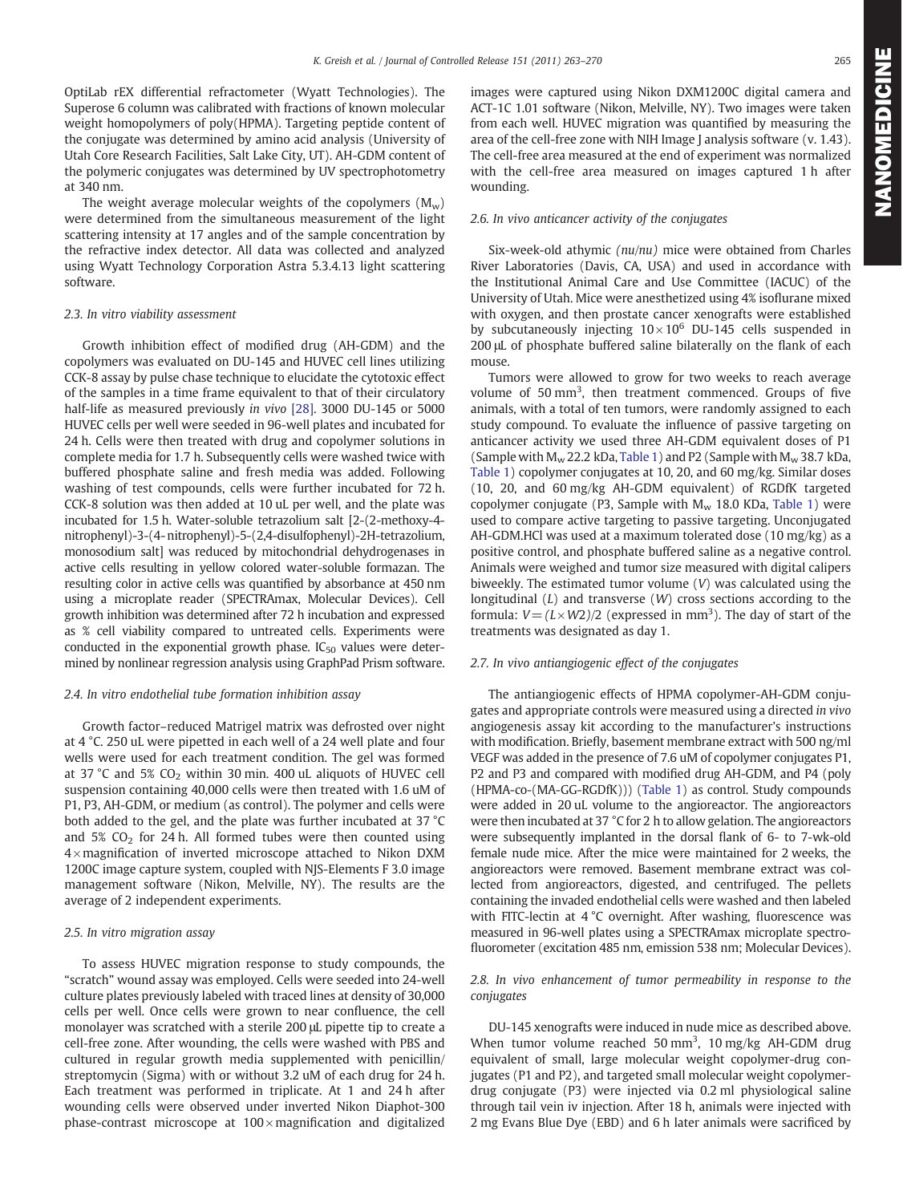OptiLab rEX differential refractometer (Wyatt Technologies). The Superose 6 column was calibrated with fractions of known molecular weight homopolymers of poly(HPMA). Targeting peptide content of the conjugate was determined by amino acid analysis (University of Utah Core Research Facilities, Salt Lake City, UT). AH-GDM content of the polymeric conjugates was determined by UV spectrophotometry at 340 nm.

The weight average molecular weights of the copolymers ($M_w$) were determined from the simultaneous measurement of the light scattering intensity at 17 angles and of the sample concentration by the refractive index detector. All data was collected and analyzed using Wyatt Technology Corporation Astra 5.3.4.13 light scattering software.

### 2.3. In vitro viability assessment

Growth inhibition effect of modified drug (AH-GDM) and the copolymers was evaluated on DU-145 and HUVEC cell lines utilizing CCK-8 assay by pulse chase technique to elucidate the cytotoxic effect of the samples in a time frame equivalent to that of their circulatory half-life as measured previously *in vivo* [28]. 3000 DU-145 or 5000 HUVEC cells per well were seeded in 96-well plates and incubated for 24 h. Cells were then treated with drug and copolymer solutions in complete media for 1.7 h. Subsequently cells were washed twice with buffered phosphate saline and fresh media was added. Following washing of test compounds, cells were further incubated for 72 h. CCK-8 solution was then added at 10 uL per well, and the plate was incubated for 1.5 h. Water-soluble tetrazolium salt [2-(2-methoxy-4-nitrophenyl)-3-(4-nitrophenyl)-5-(2,4-disulfophenyl)-2H-tetrazolium, monosodium salt] was reduced by mitochondrial dehydrogenases in active cells resulting in yellow colored water-soluble formazan. The resulting color in active cells was quantified by absorbance at 450 nm using a microplate reader (SPECTRAmax, Molecular Devices). Cell growth inhibition was determined after 72 h incubation and expressed as % cell viability compared to untreated cells. Experiments were conducted in the exponential growth phase. $IC_{50}$ values were determined by nonlinear regression analysis using GraphPad Prism software.

### 2.4. In vitro endothelial tube formation inhibition assay

Growth factor–reduced Matrigel matrix was defrosted over night at 4 °C. 250 uL were pipetted in each well of a 24 well plate and four wells were used for each treatment condition. The gel was formed at 37 °C and 5% $CO_2$ within 30 min. 400 uL aliquots of HUVEC cell suspension containing 40,000 cells were then treated with 1.6 uM of P1, P3, AH-GDM, or medium (as control). The polymer and cells were both added to the gel, and the plate was further incubated at 37 °C and 5% $CO_2$ for 24 h. All formed tubes were then counted using 4× magnification of inverted microscope attached to Nikon DXM 1200C image capture system, coupled with NJS-Elements F 3.0 image management software (Nikon, Melville, NY). The results are the average of 2 independent experiments.

### 2.5. In vitro migration assay

To assess HUVEC migration response to study compounds, the "scratch" wound assay was employed. Cells were seeded into 24-well culture plates previously labeled with traced lines at density of 30,000 cells per well. Once cells were grown to near confluence, the cell monolayer was scratched with a sterile 200 μL pipette tip to create a cell-free zone. After wounding, the cells were washed with PBS and cultured in regular growth media supplemented with penicillin/streptomycin (Sigma) with or without 3.2 uM of each drug for 24 h. Each treatment was performed in triplicate. At 1 and 24 h after wounding cells were observed under inverted Nikon Diaphot-300 phase-contrast microscope at 100× magnification and digitalized images were captured using Nikon DXM1200C digital camera and ACT-1C 1.01 software (Nikon, Melville, NY). Two images were taken from each well. HUVEC migration was quantified by measuring the area of the cell-free zone with NIH Image J analysis software (v. 1.43). The cell-free area measured at the end of experiment was normalized with the cell-free area measured on images captured 1 h after wounding.

### 2.6. In vivo anticancer activity of the conjugates

Six-week-old athymic *(nu/nu)* mice were obtained from Charles River Laboratories (Davis, CA, USA) and used in accordance with the Institutional Animal Care and Use Committee (IACUC) of the University of Utah. Mice were anesthetized using 4% isoflurane mixed with oxygen, and then prostate cancer xenografts were established by subcutaneously injecting $10 \times 10^6$ DU-145 cells suspended in 200 μL of phosphate buffered saline bilaterally on the flank of each mouse.

Tumors were allowed to grow for two weeks to reach average volume of 50 mm$^3$, then treatment commenced. Groups of five animals, with a total of ten tumors, were randomly assigned to each study compound. To evaluate the influence of passive targeting on anticancer activity we used three AH-GDM equivalent doses of P1 (Sample with $M_w$ 22.2 kDa, Table 1) and P2 (Sample with $M_w$ 38.7 kDa, Table 1) copolymer conjugates at 10, 20, and 60 mg/kg. Similar doses (10, 20, and 60 mg/kg AH-GDM equivalent) of RGDfK targeted copolymer conjugate (P3, Sample with $M_w$ 18.0 KDa, Table 1) were used to compare active targeting to passive targeting. Unconjugated AH-GDM.HCl was used at a maximum tolerated dose (10 mg/kg) as a positive control, and phosphate buffered saline as a negative control. Animals were weighed and tumor size measured with digital calipers biweekly. The estimated tumor volume (*V*) was calculated using the longitudinal (*L*) and transverse (*W*) cross sections according to the formula: $V = (L \times W2)/2$ (expressed in mm$^3$). The day of start of the treatments was designated as day 1.

### 2.7. In vivo antiangiogenic effect of the conjugates

The antiangiogenic effects of HPMA copolymer-AH-GDM conjugates and appropriate controls were measured using a directed *in vivo* angiogenesis assay kit according to the manufacturer's instructions with modification. Briefly, basement membrane extract with 500 ng/ml VEGF was added in the presence of 7.6 uM of copolymer conjugates P1, P2 and P3 and compared with modified drug AH-GDM, and P4 (poly (HPMA-co-(MA-GG-RGDfK))) (Table 1) as control. Study compounds were added in 20 uL volume to the angioreactor. The angioreactors were then incubated at 37 °C for 2 h to allow gelation. The angioreactors were subsequently implanted in the dorsal flank of 6- to 7-wk-old female nude mice. After the mice were maintained for 2 weeks, the angioreactors were removed. Basement membrane extract was collected from angioreactors, digested, and centrifuged. The pellets containing the invaded endothelial cells were washed and then labeled with FITC-lectin at 4 °C overnight. After washing, fluorescence was measured in 96-well plates using a SPECTRAmax microplate spectrofluorometer (excitation 485 nm, emission 538 nm; Molecular Devices).

### 2.8. In vivo enhancement of tumor permeability in response to the conjugates

DU-145 xenografts were induced in nude mice as described above. When tumor volume reached 50 mm$^3$, 10 mg/kg AH-GDM drug equivalent of small, large molecular weight copolymer-drug conjugates (P1 and P2), and targeted small molecular weight copolymer-drug conjugate (P3) were injected via 0.2 ml physiological saline through tail vein iv injection. After 18 h, animals were injected with 2 mg Evans Blue Dye (EBD) and 6 h later animals were sacrificed by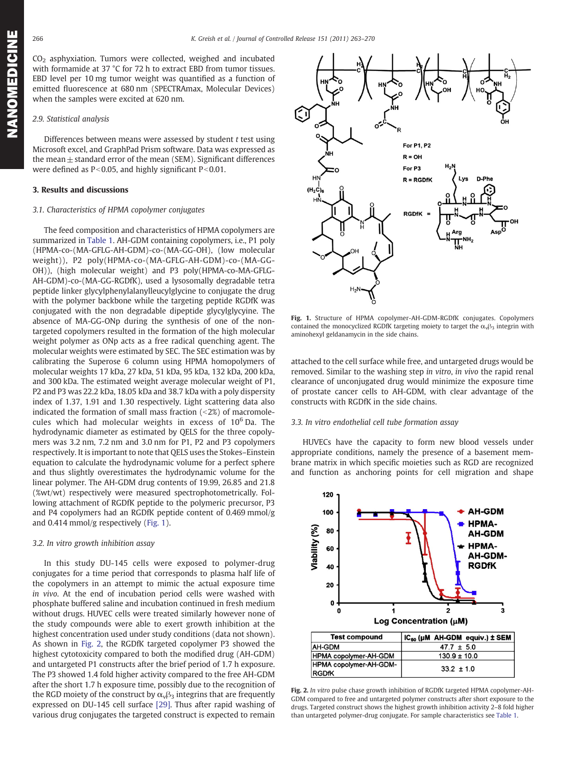$CO_2$ asphyxiation. Tumors were collected, weighed and incubated with formamide at 37 °C for 72 h to extract EBD from tumor tissues. EBD level per 10 mg tumor weight was quantified as a function of emitted fluorescence at 680 nm (SPECTRAmax, Molecular Devices) when the samples were excited at 620 nm.

### 2.9. Statistical analysis

Differences between means were assessed by student *t* test using Microsoft excel, and GraphPad Prism software. Data was expressed as the mean ± standard error of the mean (SEM). Significant differences were defined as $P<0.05$, and highly significant $P<0.01$.

## 3. Results and discussions

### 3.1. Characteristics of HPMA copolymer conjugates

The feed composition and characteristics of HPMA copolymers are summarized in Table 1. AH-GDM containing copolymers, i.e., P1 poly (HPMA-co-(MA-GFLG-AH-GDM)-co-(MA-GG-OH), (low molecular weight)), P2 poly(HPMA-co-(MA-GFLG-AH-GDM)-co-(MA-GG-OH)), (high molecular weight) and P3 poly(HPMA-co-MA-GFLG-AH-GDM)-co-(MA-GG-RGDfK), used a lysosomally degradable tetra peptide linker glycylphenylalanylleucylglycine to conjugate the drug with the polymer backbone while the targeting peptide RGDfK was conjugated with the non degradable dipeptide glycylglycine. The absence of MA-GG-ONp during the synthesis of one of the non-targeted copolymers resulted in the formation of the high molecular weight polymer as ONp acts as a free radical quenching agent. The molecular weights were estimated by SEC. The SEC estimation was by calibrating the Superose 6 column using HPMA homopolymers of molecular weights 17 kDa, 27 kDa, 51 kDa, 95 kDa, 132 kDa, 200 kDa, and 300 kDa. The estimated weight average molecular weight of P1, P2 and P3 was 22.2 kDa, 18.05 kDa and 38.7 kDa with a poly dispersity index of 1.37, 1.91 and 1.30 respectively. Light scattering data also indicated the formation of small mass fraction (<2%) of macromolecules which had molecular weights in excess of $10^6$ Da. The hydrodynamic diameter as estimated by QELS for the three copolymers was 3.2 nm, 7.2 nm and 3.0 nm for P1, P2 and P3 copolymers respectively. It is important to note that QELS uses the Stokes–Einstein equation to calculate the hydrodynamic volume for a perfect sphere and thus slightly overestimates the hydrodynamic volume for the linear polymer. The AH-GDM drug contents of 19.99, 26.85 and 21.8 (%wt/wt) respectively were measured spectrophotometrically. Following attachment of RGDfK peptide to the polymeric precursor, P3 and P4 copolymers had an RGDfK peptide content of 0.469 mmol/g and 0.414 mmol/g respectively (Fig. 1).

### 3.2. In vitro growth inhibition assay

In this study DU-145 cells were exposed to polymer-drug conjugates for a time period that corresponds to plasma half life of the copolymers in an attempt to mimic the actual exposure time *in vivo*. At the end of incubation period cells were washed with phosphate buffered saline and incubation continued in fresh medium without drugs. HUVEC cells were treated similarly however none of the study compounds were able to exert growth inhibition at the highest concentration used under study conditions (data not shown). As shown in Fig. 2, the RGDfK targeted copolymer P3 showed the highest cytotoxicity compared to both the modified drug (AH-GDM) and untargeted P1 constructs after the brief period of 1.7 h exposure. The P3 showed 1.4 fold higher activity compared to the free AH-GDM after the short 1.7 h exposure time, possibly due to the recognition of the RGD moiety of the construct by $\alpha_v\beta_3$ integrins that are frequently expressed on DU-145 cell surface [29]. Thus after rapid washing of various drug conjugates the targeted construct is expected to remain attached to the cell surface while free, and untargeted drugs would be removed. Similar to the washing step *in vitro*, *in vivo* the rapid renal clearance of unconjugated drug would minimize the exposure time of prostate cancer cells to AH-GDM, with clear advantage of the constructs with RGDfK in the side chains.

Fig. 1. Structure of HPMA copolymer-AH-GDM-RGDfK conjugates. Copolymers contained the monocyclized RGDfK targeting moiety to target the $\alpha_v\beta_3$ integrin with aminohexyl geldanamycin in the side chains.

### 3.3. In vitro endothelial cell tube formation assay

HUVECs have the capacity to form new blood vessels under appropriate conditions, namely the presence of a basement membrane matrix in which specific moieties such as RGD are recognized and function as anchoring points for cell migration and shape

| Test compound | $IC_{50}$ (μM AH-GDM equiv.) ± SEM |
|---|---|
| AH-GDM | 47.7 ± 5.0 |
| HPMA copolymer-AH-GDM | 130.9 ± 10.0 |
| HPMA copolymer-AH-GDM-RGDfK | 33.2 ± 1.0 |

Fig. 2. *In vitro* pulse chase growth inhibition of RGDfK targeted HPMA copolymer-AH-GDM compared to free and untargeted polymer constructs after short exposure to the drugs. Targeted construct shows the highest growth inhibition activity 2–8 fold higher than untargeted polymer-drug conjugate. For sample characteristics see Table 1.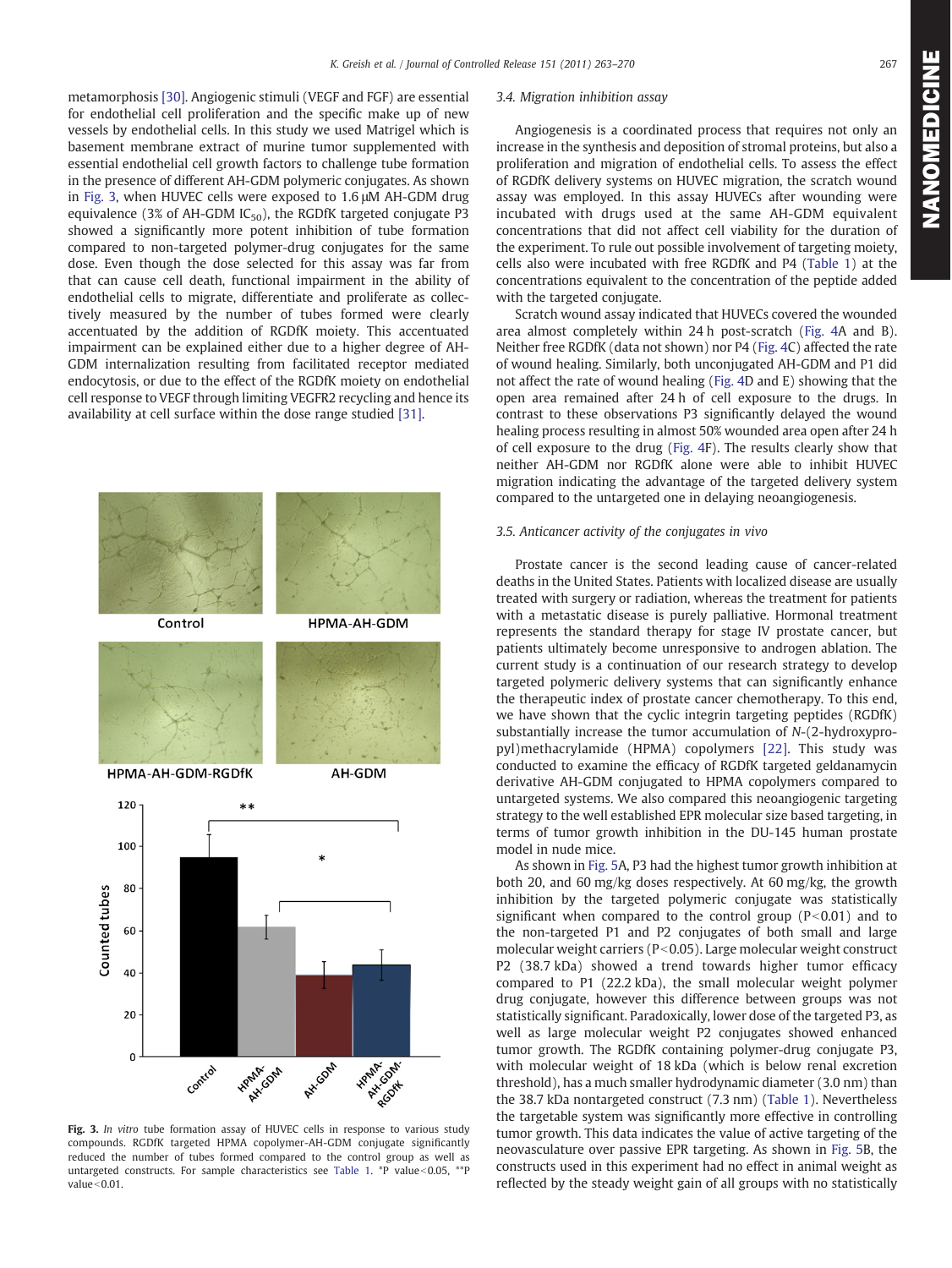metamorphosis [30]. Angiogenic stimuli (VEGF and FGF) are essential for endothelial cell proliferation and the specific make up of new vessels by endothelial cells. In this study we used Matrigel which is basement membrane extract of murine tumor supplemented with essential endothelial cell growth factors to challenge tube formation in the presence of different AH-GDM polymeric conjugates. As shown in Fig. 3, when HUVEC cells were exposed to 1.6 μM AH-GDM drug equivalence (3% of AH-GDM $IC_{50}$), the RGDfK targeted conjugate P3 showed a significantly more potent inhibition of tube formation compared to non-targeted polymer-drug conjugates for the same dose. Even though the dose selected for this assay was far from that can cause cell death, functional impairment in the ability of endothelial cells to migrate, differentiate and proliferate as collectively measured by the number of tubes formed were clearly accentuated by the addition of RGDfK moiety. This accentuated impairment can be explained either due to a higher degree of AH-GDM internalization resulting from facilitated receptor mediated endocytosis, or due to the effect of the RGDfK moiety on endothelial cell response to VEGF through limiting VEGFR2 recycling and hence its availability at cell surface within the dose range studied [31].

**Fig. 3.** *In vitro* tube formation assay of HUVEC cells in response to various study compounds. RGDfK targeted HPMA copolymer-AH-GDM conjugate significantly reduced the number of tubes formed compared to the control group as well as untargeted constructs. For sample characteristics see Table 1. *P value<0.05, **P value<0.01.

### 3.4. Migration inhibition assay

Angiogenesis is a coordinated process that requires not only an increase in the synthesis and deposition of stromal proteins, but also a proliferation and migration of endothelial cells. To assess the effect of RGDfK delivery systems on HUVEC migration, the scratch wound assay was employed. In this assay HUVECs after wounding were incubated with drugs used at the same AH-GDM equivalent concentrations that did not affect cell viability for the duration of the experiment. To rule out possible involvement of targeting moiety, cells also were incubated with free RGDfK and P4 (Table 1) at the concentrations equivalent to the concentration of the peptide added with the targeted conjugate.

Scratch wound assay indicated that HUVECs covered the wounded area almost completely within 24 h post-scratch (Fig. 4A and B). Neither free RGDfK (data not shown) nor P4 (Fig. 4C) affected the rate of wound healing. Similarly, both unconjugated AH-GDM and P1 did not affect the rate of wound healing (Fig. 4D and E) showing that the open area remained after 24 h of cell exposure to the drugs. In contrast to these observations P3 significantly delayed the wound healing process resulting in almost 50% wounded area open after 24 h of cell exposure to the drug (Fig. 4F). The results clearly show that neither AH-GDM nor RGDfK alone were able to inhibit HUVEC migration indicating the advantage of the targeted delivery system compared to the untargeted one in delaying neoangiogenesis.

### 3.5. Anticancer activity of the conjugates in vivo

Prostate cancer is the second leading cause of cancer-related deaths in the United States. Patients with localized disease are usually treated with surgery or radiation, whereas the treatment for patients with a metastatic disease is purely palliative. Hormonal treatment represents the standard therapy for stage IV prostate cancer, but patients ultimately become unresponsive to androgen ablation. The current study is a continuation of our research strategy to develop targeted polymeric delivery systems that can significantly enhance the therapeutic index of prostate cancer chemotherapy. To this end, we have shown that the cyclic integrin targeting peptides (RGDfK) substantially increase the tumor accumulation of *N*-(2-hydroxypropyl)methacrylamide (HPMA) copolymers [22]. This study was conducted to examine the efficacy of RGDfK targeted geldanamycin derivative AH-GDM conjugated to HPMA copolymers compared to untargeted systems. We also compared this neoangiogenic targeting strategy to the well established EPR molecular size based targeting, in terms of tumor growth inhibition in the DU-145 human prostate model in nude mice.

As shown in Fig. 5A, P3 had the highest tumor growth inhibition at both 20, and 60 mg/kg doses respectively. At 60 mg/kg, the growth inhibition by the targeted polymeric conjugate was statistically significant when compared to the control group (P<0.01) and to the non-targeted P1 and P2 conjugates of both small and large molecular weight carriers (P<0.05). Large molecular weight construct P2 (38.7 kDa) showed a trend towards higher tumor efficacy compared to P1 (22.2 kDa), the small molecular weight polymer drug conjugate, however this difference between groups was not statistically significant. Paradoxically, lower dose of the targeted P3, as well as large molecular weight P2 conjugates showed enhanced tumor growth. The RGDfK containing polymer-drug conjugate P3, with molecular weight of 18 kDa (which is below renal excretion threshold), has a much smaller hydrodynamic diameter (3.0 nm) than the 38.7 kDa nontargeted construct (7.3 nm) (Table 1). Nevertheless the targetable system was significantly more effective in controlling tumor growth. This data indicates the value of active targeting of the neovasculature over passive EPR targeting. As shown in Fig. 5B, the constructs used in this experiment had no effect in animal weight as reflected by the steady weight gain of all groups with no statistically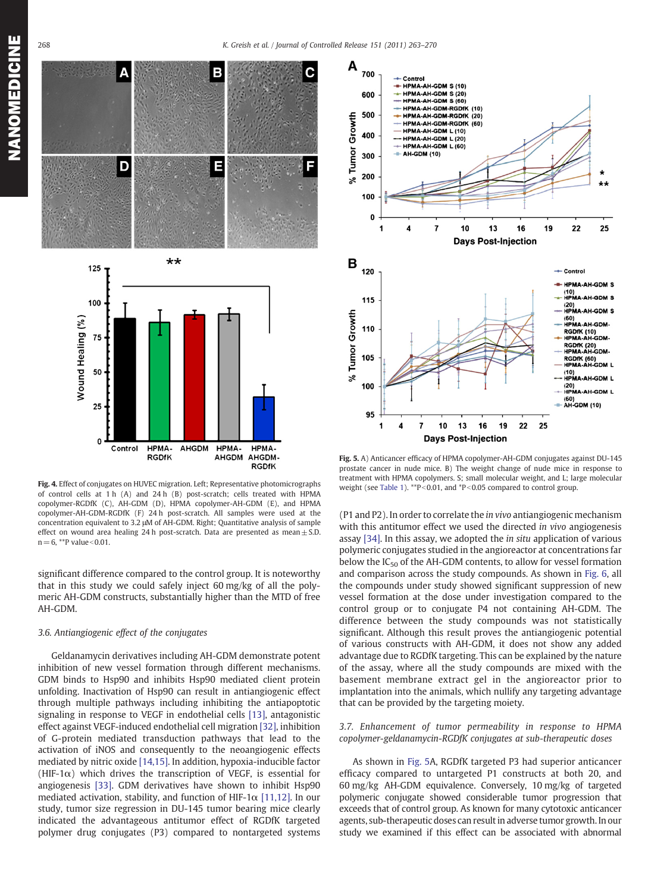Fig. 4. Effect of conjugates on HUVEC migration. Left; Representative photomicrographs of control cells at 1 h (A) and 24 h (B) post-scratch; cells treated with HPMA copolymer-RGDfK (C), AH-GDM (D), HPMA copolymer-AH-GDM (E), and HPMA copolymer-AH-GDM-RGDfK (F) 24 h post-scratch. All samples were used at the concentration equivalent to 3.2 μM of AH-GDM. Right; Quantitative analysis of sample effect on wound area healing 24 h post-scratch. Data are presented as mean ± S.D. n = 6, **P value < 0.01.

Fig. 5. A) Anticancer efficacy of HPMA copolymer-AH-GDM conjugates against DU-145 prostate cancer in nude mice. B) The weight change of nude mice in response to treatment with HPMA copolymers. S; small molecular weight, and L; large molecular weight (see Table 1). **P < 0.01, and *P < 0.05 compared to control group.

significant difference compared to the control group. It is noteworthy that in this study we could safely inject 60 mg/kg of all the polymeric AH-GDM constructs, substantially higher than the MTD of free AH-GDM.

### 3.6. Antiangiogenic effect of the conjugates

Geldanamycin derivatives including AH-GDM demonstrate potent inhibition of new vessel formation through different mechanisms. GDM binds to Hsp90 and inhibits Hsp90 mediated client protein unfolding. Inactivation of Hsp90 can result in antiangiogenic effect through multiple pathways including inhibiting the antiapoptotic signaling in response to VEGF in endothelial cells [13], antagonistic effect against VEGF-induced endothelial cell migration [32], inhibition of G-protein mediated transduction pathways that lead to the activation of iNOS and consequently to the neoangiogenic effects mediated by nitric oxide [14,15]. In addition, hypoxia-inducible factor (HIF-1α) which drives the transcription of VEGF, is essential for angiogenesis [33]. GDM derivatives have shown to inhibit Hsp90 mediated activation, stability, and function of HIF-1α [11,12]. In our study, tumor size regression in DU-145 tumor bearing mice clearly indicated the advantageous antitumor effect of RGDfK targeted polymer drug conjugates (P3) compared to nontargeted systems (P1 and P2). In order to correlate the *in vivo* antiangiogenic mechanism with this antitumor effect we used the directed *in vivo* angiogenesis assay [34]. In this assay, we adopted the *in situ* application of various polymeric conjugates studied in the angioreactor at concentrations far below the $IC_{50}$ of the AH-GDM contents, to allow for vessel formation and comparison across the study compounds. As shown in Fig. 6, all the compounds under study showed significant suppression of new vessel formation at the dose under investigation compared to the control group or to conjugate P4 not containing AH-GDM. The difference between the study compounds was not statistically significant. Although this result proves the antiangiogenic potential of various constructs with AH-GDM, it does not show any added advantage due to RGDfK targeting. This can be explained by the nature of the assay, where all the study compounds are mixed with the basement membrane extract gel in the angioreactor prior to implantation into the animals, which nullify any targeting advantage that can be provided by the targeting moiety.

### 3.7. Enhancement of tumor permeability in response to HPMA copolymer-geldanamycin-RGDfK conjugates at sub-therapeutic doses

As shown in Fig. 5A, RGDfK targeted P3 had superior anticancer efficacy compared to untargeted P1 constructs at both 20, and 60 mg/kg AH-GDM equivalence. Conversely, 10 mg/kg of targeted polymeric conjugate showed considerable tumor progression that exceeds that of control group. As known for many cytotoxic anticancer agents, sub-therapeutic doses can result in adverse tumor growth. In our study we examined if this effect can be associated with abnormal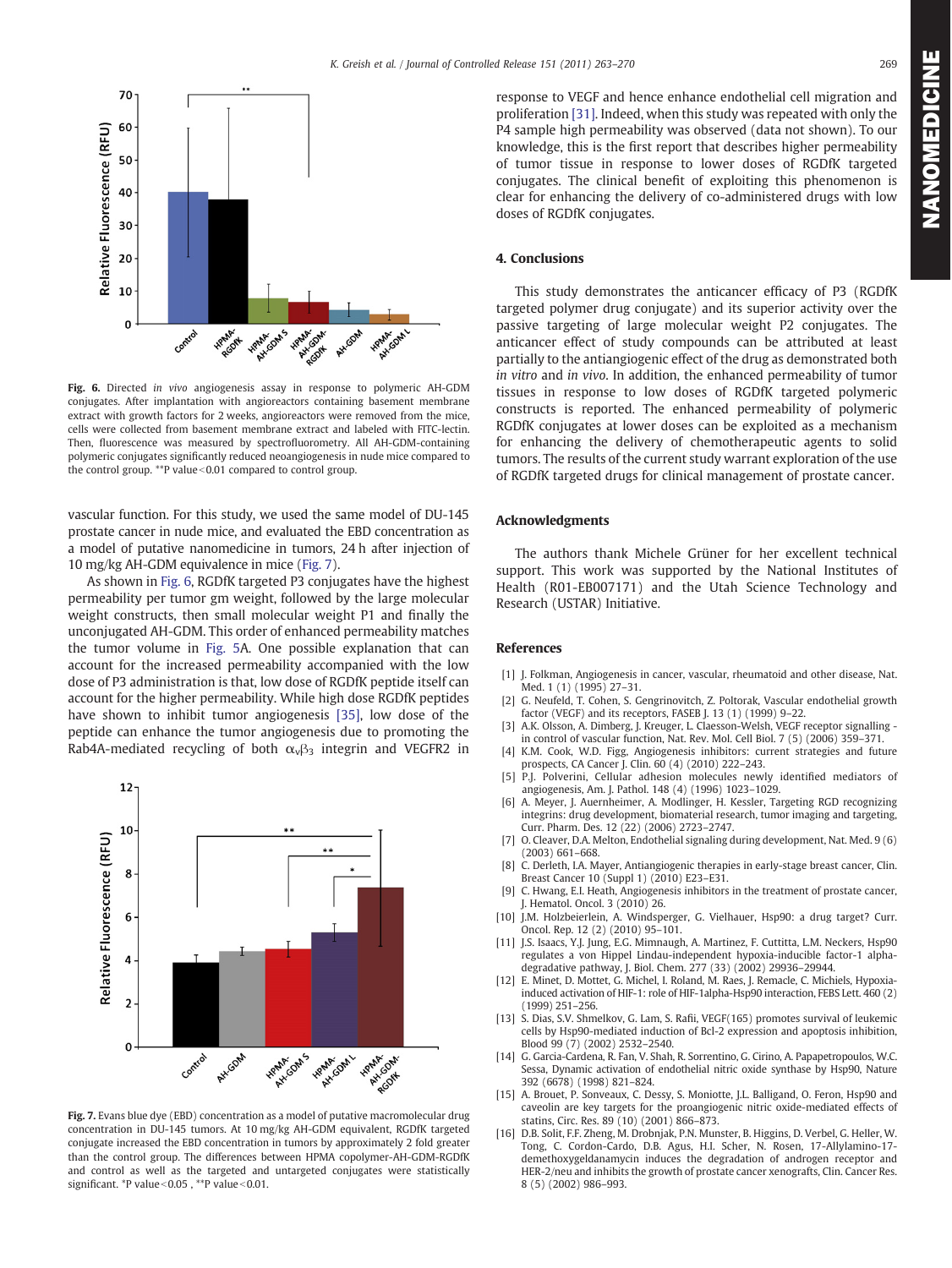Fig. 6. Directed *in vivo* angiogenesis assay in response to polymeric AH-GDM conjugates. After implantation with angioreactors containing basement membrane extract with growth factors for 2 weeks, angioreactors were removed from the mice, cells were collected from basement membrane extract and labeled with FITC-lectin. Then, fluorescence was measured by spectrofluorometry. All AH-GDM-containing polymeric conjugates significantly reduced neoangiogenesis in nude mice compared to the control group. **P value < 0.01 compared to control group.

vascular function. For this study, we used the same model of DU-145 prostate cancer in nude mice, and evaluated the EBD concentration as a model of putative nanomedicine in tumors, 24 h after injection of 10 mg/kg AH-GDM equivalence in mice (Fig. 7).

As shown in Fig. 6, RGDfK targeted P3 conjugates have the highest permeability per tumor gm weight, followed by the large molecular weight constructs, then small molecular weight P1 and finally the unconjugated AH-GDM. This order of enhanced permeability matches the tumor volume in Fig. 5A. One possible explanation that can account for the increased permeability accompanied with the low dose of P3 administration is that, low dose of RGDfK peptide itself can account for the higher permeability. While high dose RGDfK peptides have shown to inhibit tumor angiogenesis [35], low dose of the peptide can enhance the tumor angiogenesis due to promoting the Rab4A-mediated recycling of both $\alpha_v\beta_3$ integrin and VEGFR2 in

Fig. 7. Evans blue dye (EBD) concentration as a model of putative macromolecular drug concentration in DU-145 tumors. At 10 mg/kg AH-GDM equivalent, RGDfK targeted conjugate increased the EBD concentration in tumors by approximately 2 fold greater than the control group. The differences between HPMA copolymer-AH-GDM-RGDfK and control as well as the targeted and untargeted conjugates were statistically significant. *P value < 0.05 , **P value < 0.01.

response to VEGF and hence enhance endothelial cell migration and proliferation [31]. Indeed, when this study was repeated with only the P4 sample high permeability was observed (data not shown). To our knowledge, this is the first report that describes higher permeability of tumor tissue in response to lower doses of RGDfK targeted conjugates. The clinical benefit of exploiting this phenomenon is clear for enhancing the delivery of co-administered drugs with low doses of RGDfK conjugates.

## 4. Conclusions

This study demonstrates the anticancer efficacy of P3 (RGDfK targeted polymer drug conjugate) and its superior activity over the passive targeting of large molecular weight P2 conjugates. The anticancer effect of study compounds can be attributed at least partially to the antiangiogenic effect of the drug as demonstrated both *in vitro* and *in vivo*. In addition, the enhanced permeability of tumor tissues in response to low doses of RGDfK targeted polymeric constructs is reported. The enhanced permeability of polymeric RGDfK conjugates at lower doses can be exploited as a mechanism for enhancing the delivery of chemotherapeutic agents to solid tumors. The results of the current study warrant exploration of the use of RGDfK targeted drugs for clinical management of prostate cancer.

## Acknowledgments

The authors thank Michele Grüner for her excellent technical support. This work was supported by the National Institutes of Health (R01-EB007171) and the Utah Science Technology and Research (USTAR) Initiative.

## References

[1] J. Folkman, Angiogenesis in cancer, vascular, rheumatoid and other disease, Nat. Med. 1 (1) (1995) 27–31.

[2] G. Neufeld, T. Cohen, S. Gengrinovitch, Z. Poltorak, Vascular endothelial growth factor (VEGF) and its receptors, FASEB J. 13 (1) (1999) 9–22.

[3] A.K. Olsson, A. Dimberg, J. Kreuger, L. Claesson-Welsh, VEGF receptor signalling - in control of vascular function, Nat. Rev. Mol. Cell Biol. 7 (5) (2006) 359–371.

[4] K.M. Cook, W.D. Figg, Angiogenesis inhibitors: current strategies and future prospects, CA Cancer J. Clin. 60 (4) (2010) 222–243.

[5] P.J. Polverini, Cellular adhesion molecules newly identified mediators of angiogenesis, Am. J. Pathol. 148 (4) (1996) 1023–1029.

[6] A. Meyer, J. Auernheimer, A. Modlinger, H. Kessler, Targeting RGD recognizing integrins: drug development, biomaterial research, tumor imaging and targeting, Curr. Pharm. Des. 12 (22) (2006) 2723–2747.

[7] O. Cleaver, D.A. Melton, Endothelial signaling during development, Nat. Med. 9 (6) (2003) 661–668.

[8] C. Derleth, I.A. Mayer, Antiangiogenic therapies in early-stage breast cancer, Clin. Breast Cancer 10 (Suppl 1) (2010) E23–E31.

[9] C. Hwang, E.I. Heath, Angiogenesis inhibitors in the treatment of prostate cancer, J. Hematol. Oncol. 3 (2010) 26.

[10] J.M. Holzbeierlein, A. Windsperger, G. Vielhauer, Hsp90: a drug target? Curr. Oncol. Rep. 12 (2) (2010) 95–101.

[11] J.S. Isaacs, Y.J. Jung, E.G. Mimnaugh, A. Martinez, F. Cuttitta, L.M. Neckers, Hsp90 regulates a von Hippel Lindau-independent hypoxia-inducible factor-1 alpha-degradative pathway, J. Biol. Chem. 277 (33) (2002) 29936–29944.

[12] E. Minet, D. Mottet, G. Michel, I. Roland, M. Raes, J. Remacle, C. Michiels, Hypoxia-induced activation of HIF-1: role of HIF-1alpha-Hsp90 interaction, FEBS Lett. 460 (2) (1999) 251–256.

[13] S. Dias, S.V. Shmelkov, G. Lam, S. Rafii, VEGF(165) promotes survival of leukemic cells by Hsp90-mediated induction of Bcl-2 expression and apoptosis inhibition, Blood 99 (7) (2002) 2532–2540.

[14] G. Garcia-Cardena, R. Fan, V. Shah, R. Sorrentino, G. Cirino, A. Papapetropoulos, W.C. Sessa, Dynamic activation of endothelial nitric oxide synthase by Hsp90, Nature 392 (6678) (1998) 821–824.

[15] A. Brouet, P. Sonveaux, C. Dessy, S. Moniotte, J.L. Balligand, O. Feron, Hsp90 and caveolin are key targets for the proangiogenic nitric oxide-mediated effects of statins, Circ. Res. 89 (10) (2001) 866–873.

[16] D.B. Solit, F.F. Zheng, M. Drobnjak, P.N. Munster, B. Higgins, D. Verbel, G. Heller, W. Tong, C. Cordon-Cardo, D.B. Agus, H.I. Scher, N. Rosen, 17-Allylamino-17-demethoxygeldanamycin induces the degradation of androgen receptor and HER-2/neu and inhibits the growth of prostate cancer xenografts, Clin. Cancer Res. 8 (5) (2002) 986–993.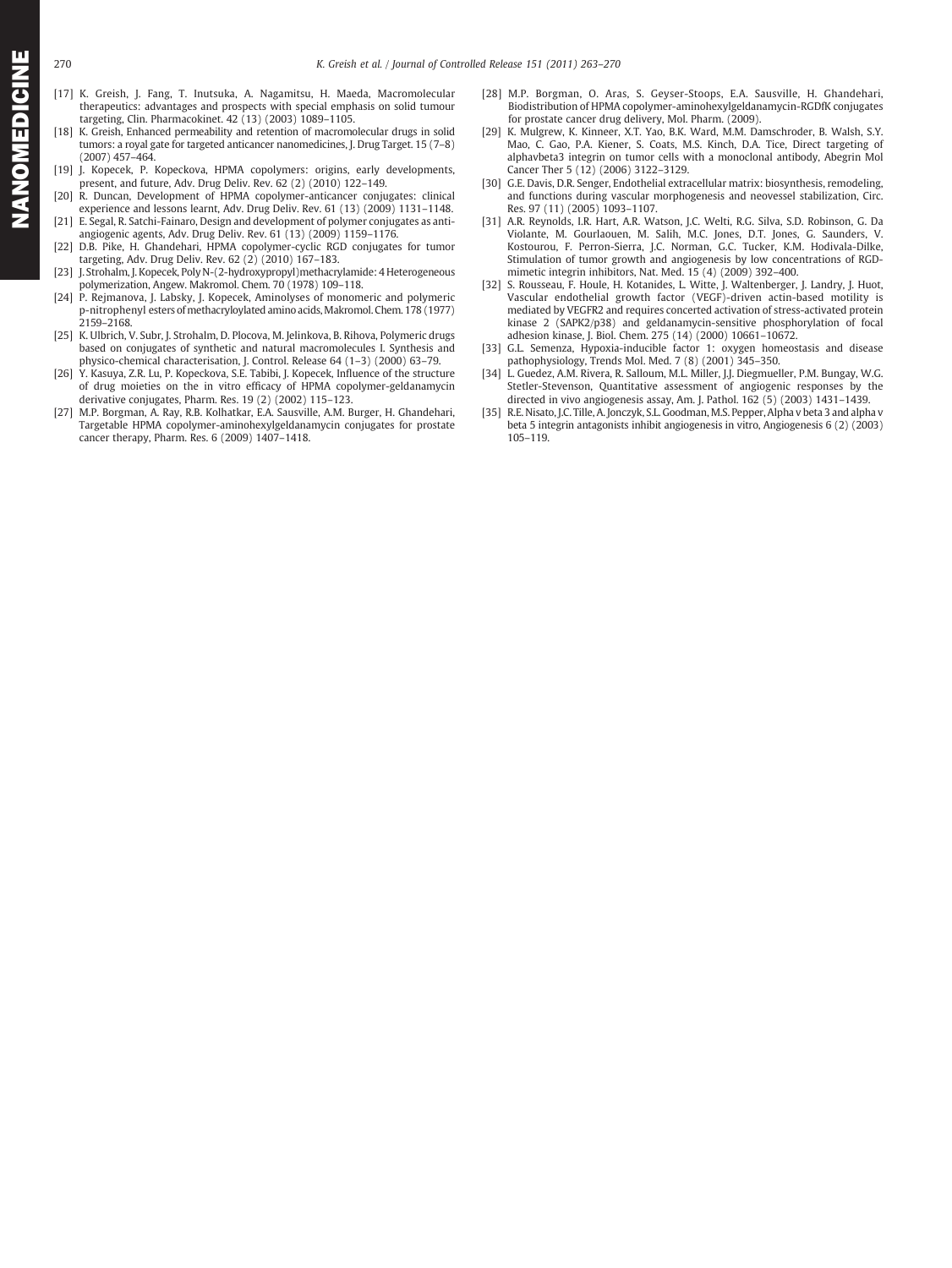[17] K. Greish, J. Fang, T. Inutsuka, A. Nagamitsu, H. Maeda, Macromolecular therapeutics: advantages and prospects with special emphasis on solid tumour targeting, Clin. Pharmacokinet. 42 (13) (2003) 1089–1105.

[18] K. Greish, Enhanced permeability and retention of macromolecular drugs in solid tumors: a royal gate for targeted anticancer nanomedicines, J. Drug Target. 15 (7–8) (2007) 457–464.

[19] J. Kopecek, P. Kopeckova, HPMA copolymers: origins, early developments, present, and future, Adv. Drug Deliv. Rev. 62 (2) (2010) 122–149.

[20] R. Duncan, Development of HPMA copolymer-anticancer conjugates: clinical experience and lessons learnt, Adv. Drug Deliv. Rev. 61 (13) (2009) 1131–1148.

[21] E. Segal, R. Satchi-Fainaro, Design and development of polymer conjugates as anti-angiogenic agents, Adv. Drug Deliv. Rev. 61 (13) (2009) 1159–1176.

[22] D.B. Pike, H. Ghandehari, HPMA copolymer-cyclic RGD conjugates for tumor targeting, Adv. Drug Deliv. Rev. 62 (2) (2010) 167–183.

[23] J. Strohalm, J. Kopecek, Poly N-(2-hydroxypropyl)methacrylamide: 4 Heterogeneous polymerization, Angew. Makromol. Chem. 70 (1978) 109–118.

[24] P. Rejmanova, J. Labsky, J. Kopecek, Aminolyses of monomeric and polymeric p-nitrophenyl esters of methacryloylated amino acids, Makromol. Chem. 178 (1977) 2159–2168.

[25] K. Ulbrich, V. Subr, J. Strohalm, D. Plocova, M. Jelinkova, B. Rihova, Polymeric drugs based on conjugates of synthetic and natural macromolecules I. Synthesis and physico-chemical characterisation, J. Control. Release 64 (1–3) (2000) 63–79.

[26] Y. Kasuya, Z.R. Lu, P. Kopeckova, S.E. Tabibi, J. Kopecek, Influence of the structure of drug moieties on the in vitro efficacy of HPMA copolymer-geldanamycin derivative conjugates, Pharm. Res. 19 (2) (2002) 115–123.

[27] M.P. Borgman, A. Ray, R.B. Kolhatkar, E.A. Sausville, A.M. Burger, H. Ghandehari, Targetable HPMA copolymer-aminohexylgeldanamycin conjugates for prostate cancer therapy, Pharm. Res. 6 (2009) 1407–1418.

[28] M.P. Borgman, O. Aras, S. Geyser-Stoops, E.A. Sausville, H. Ghandehari, Biodistribution of HPMA copolymer-aminohexylgeldanamycin-RGDfK conjugates for prostate cancer drug delivery, Mol. Pharm. (2009).

[29] K. Mulgrew, K. Kinneer, X.T. Yao, B.K. Ward, M.M. Damschroder, B. Walsh, S.Y. Mao, C. Gao, P.A. Kiener, S. Coats, M.S. Kinch, D.A. Tice, Direct targeting of alphavbeta3 integrin on tumor cells with a monoclonal antibody, Abegrin Mol Cancer Ther 5 (12) (2006) 3122–3129.

[30] G.E. Davis, D.R. Senger, Endothelial extracellular matrix: biosynthesis, remodeling, and functions during vascular morphogenesis and neovessel stabilization, Circ. Res. 97 (11) (2005) 1093–1107.

[31] A.R. Reynolds, I.R. Hart, A.R. Watson, J.C. Welti, R.G. Silva, S.D. Robinson, G. Da Violante, M. Gourlaouen, M. Salih, M.C. Jones, D.T. Jones, G. Saunders, V. Kostourou, F. Perron-Sierra, J.C. Norman, G.C. Tucker, K.M. Hodivala-Dilke, Stimulation of tumor growth and angiogenesis by low concentrations of RGD-mimetic integrin inhibitors, Nat. Med. 15 (4) (2009) 392–400.

[32] S. Rousseau, F. Houle, H. Kotanides, L. Witte, J. Waltenberger, J. Landry, J. Huot, Vascular endothelial growth factor (VEGF)-driven actin-based motility is mediated by VEGFR2 and requires concerted activation of stress-activated protein kinase 2 (SAPK2/p38) and geldanamycin-sensitive phosphorylation of focal adhesion kinase, J. Biol. Chem. 275 (14) (2000) 10661–10672.

[33] G.L. Semenza, Hypoxia-inducible factor 1: oxygen homeostasis and disease pathophysiology, Trends Mol. Med. 7 (8) (2001) 345–350.

[34] L. Guedez, A.M. Rivera, R. Salloum, M.L. Miller, J.J. Diegmueller, P.M. Bungay, W.G. Stetler-Stevenson, Quantitative assessment of angiogenic responses by the directed in vivo angiogenesis assay, Am. J. Pathol. 162 (5) (2003) 1431–1439.

[35] R.E. Nisato, J.C. Tille, A. Jonczyk, S.L. Goodman, M.S. Pepper, Alpha v beta 3 and alpha v beta 5 integrin antagonists inhibit angiogenesis in vitro, Angiogenesis 6 (2) (2003) 105–119.